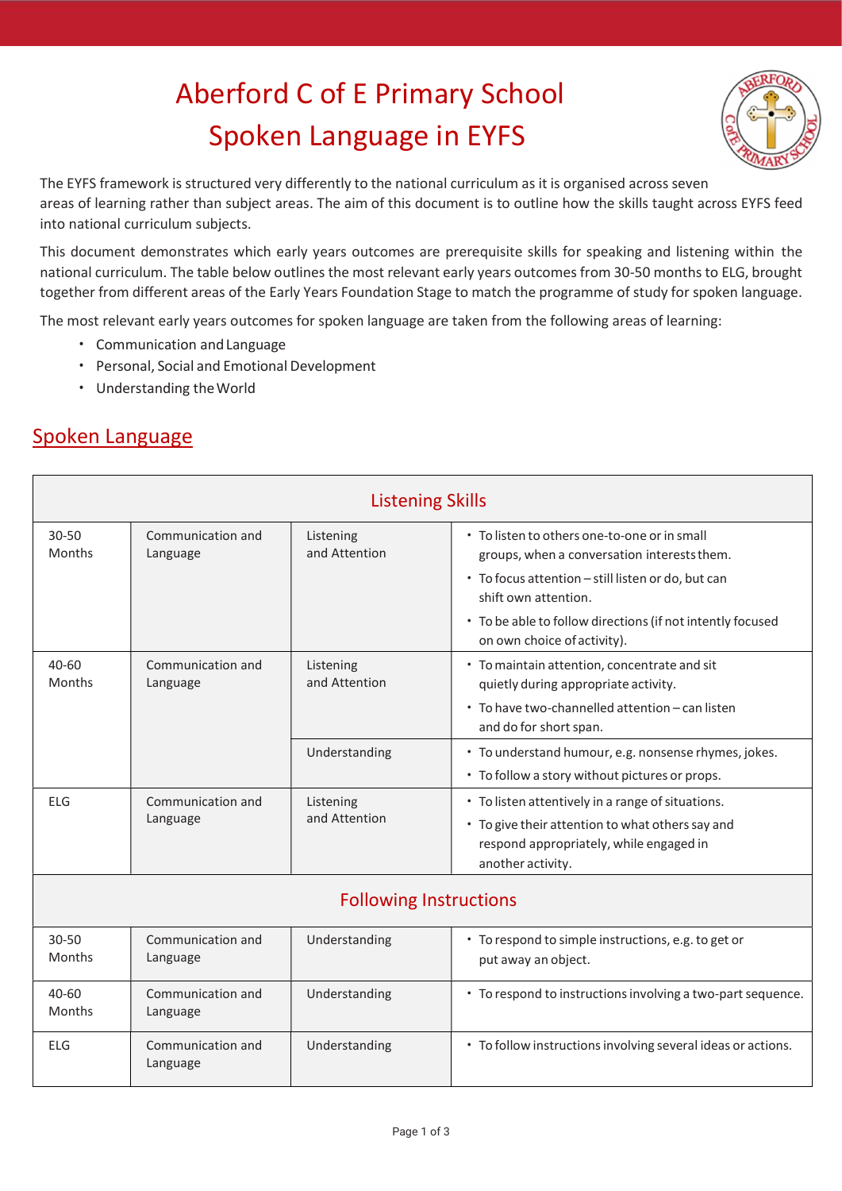# Aberford C of E Primary School
# Spoken Language in EYFS

The EYFS framework is structured very differently to the national curriculum as it is organised across seven areas of learning rather than subject areas. The aim of this document is to outline how the skills taught across EYFS feed into national curriculum subjects.

This document demonstrates which early years outcomes are prerequisite skills for speaking and listening within the national curriculum. The table below outlines the most relevant early years outcomes from 30-50 months to ELG, brought together from different areas of the Early Years Foundation Stage to match the programme of study for spoken language.

The most relevant early years outcomes for spoken language are taken from the following areas of learning:

- Communication and Language
- Personal, Social and Emotional Development
- Understanding the World

## Spoken Language

| Listening Skills | | | |
|---|---|---|---|
| 30-50 Months | Communication and Language | Listening and Attention | • To listen to others one-to-one or in small groups, when a conversation interests them.<br>• To focus attention – still listen or do, but can shift own attention.<br>• To be able to follow directions (if not intently focused on own choice of activity). |
| 40-60 Months | Communication and Language | Listening and Attention | • To maintain attention, concentrate and sit quietly during appropriate activity.<br>• To have two-channelled attention – can listen and do for short span. |
| | | Understanding | • To understand humour, e.g. nonsense rhymes, jokes.<br>• To follow a story without pictures or props. |
| ELG | Communication and Language | Listening and Attention | • To listen attentively in a range of situations.<br>• To give their attention to what others say and respond appropriately, while engaged in another activity. |
| **Following Instructions** | | | |
| 30-50 Months | Communication and Language | Understanding | • To respond to simple instructions, e.g. to get or put away an object. |
| 40-60 Months | Communication and Language | Understanding | • To respond to instructions involving a two-part sequence. |
| ELG | Communication and Language | Understanding | • To follow instructions involving several ideas or actions. |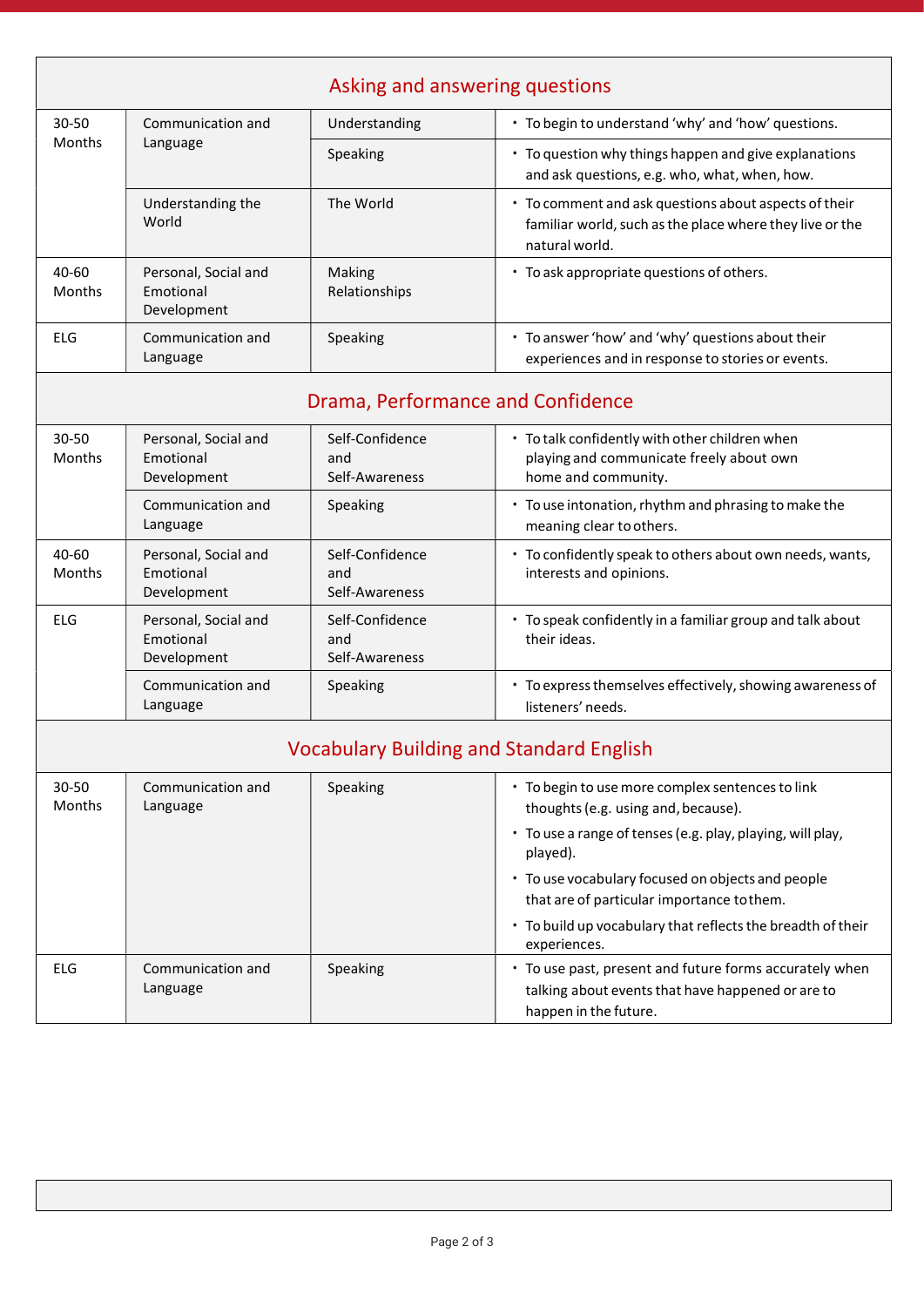## Asking and answering questions

| Age | Area | Aspect | Statement |
|---|---|---|---|
| 30-50 Months | Communication and Language | Understanding | • To begin to understand 'why' and 'how' questions. |
| | | Speaking | • To question why things happen and give explanations and ask questions, e.g. who, what, when, how. |
| | Understanding the World | The World | • To comment and ask questions about aspects of their familiar world, such as the place where they live or the natural world. |
| 40-60 Months | Personal, Social and Emotional Development | Making Relationships | • To ask appropriate questions of others. |
| ELG | Communication and Language | Speaking | • To answer 'how' and 'why' questions about their experiences and in response to stories or events. |

## Drama, Performance and Confidence

| Age | Area | Aspect | Statement |
|---|---|---|---|
| 30-50 Months | Personal, Social and Emotional Development | Self-Confidence and Self-Awareness | • To talk confidently with other children when playing and communicate freely about own home and community. |
| | Communication and Language | Speaking | • To use intonation, rhythm and phrasing to make the meaning clear to others. |
| 40-60 Months | Personal, Social and Emotional Development | Self-Confidence and Self-Awareness | • To confidently speak to others about own needs, wants, interests and opinions. |
| ELG | Personal, Social and Emotional Development | Self-Confidence and Self-Awareness | • To speak confidently in a familiar group and talk about their ideas. |
| | Communication and Language | Speaking | • To express themselves effectively, showing awareness of listeners' needs. |

## Vocabulary Building and Standard English

| Age | Area | Aspect | Statement |
|---|---|---|---|
| 30-50 Months | Communication and Language | Speaking | • To begin to use more complex sentences to link thoughts (e.g. using and, because).<br>• To use a range of tenses (e.g. play, playing, will play, played).<br>• To use vocabulary focused on objects and people that are of particular importance to them.<br>• To build up vocabulary that reflects the breadth of their experiences. |
| ELG | Communication and Language | Speaking | • To use past, present and future forms accurately when talking about events that have happened or are to happen in the future. |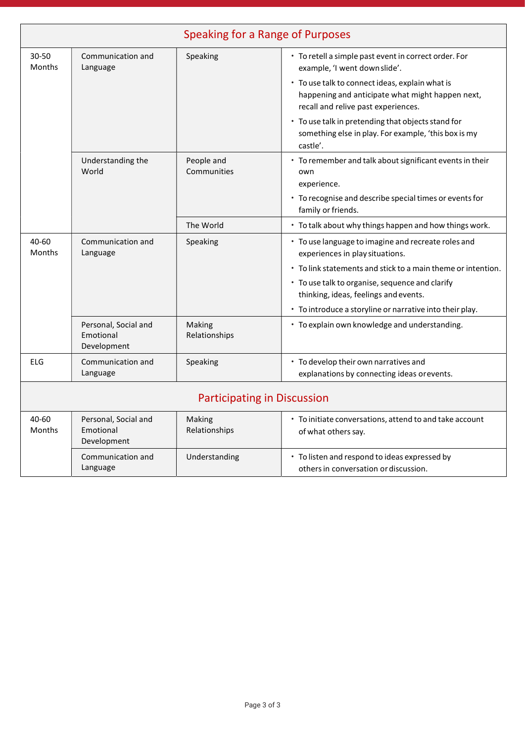## Speaking for a Range of Purposes

| | | | |
|---|---|---|---|
| 30-50 Months | Communication and Language | Speaking | • To retell a simple past event in correct order. For example, 'I went down slide'. • To use talk to connect ideas, explain what is happening and anticipate what might happen next, recall and relive past experiences. • To use talk in pretending that objects stand for something else in play. For example, 'this box is my castle'. |
| | Understanding the World | People and Communities | • To remember and talk about significant events in their own experience. • To recognise and describe special times or events for family or friends. |
| | | The World | • To talk about why things happen and how things work. |
| 40-60 Months | Communication and Language | Speaking | • To use language to imagine and recreate roles and experiences in play situations. • To link statements and stick to a main theme or intention. • To use talk to organise, sequence and clarify thinking, ideas, feelings and events. • To introduce a storyline or narrative into their play. |
| | Personal, Social and Emotional Development | Making Relationships | • To explain own knowledge and understanding. |
| ELG | Communication and Language | Speaking | • To develop their own narratives and explanations by connecting ideas or events. |

## Participating in Discussion

| | | | |
|---|---|---|---|
| 40-60 Months | Personal, Social and Emotional Development | Making Relationships | • To initiate conversations, attend to and take account of what others say. |
| | Communication and Language | Understanding | • To listen and respond to ideas expressed by others in conversation or discussion. |